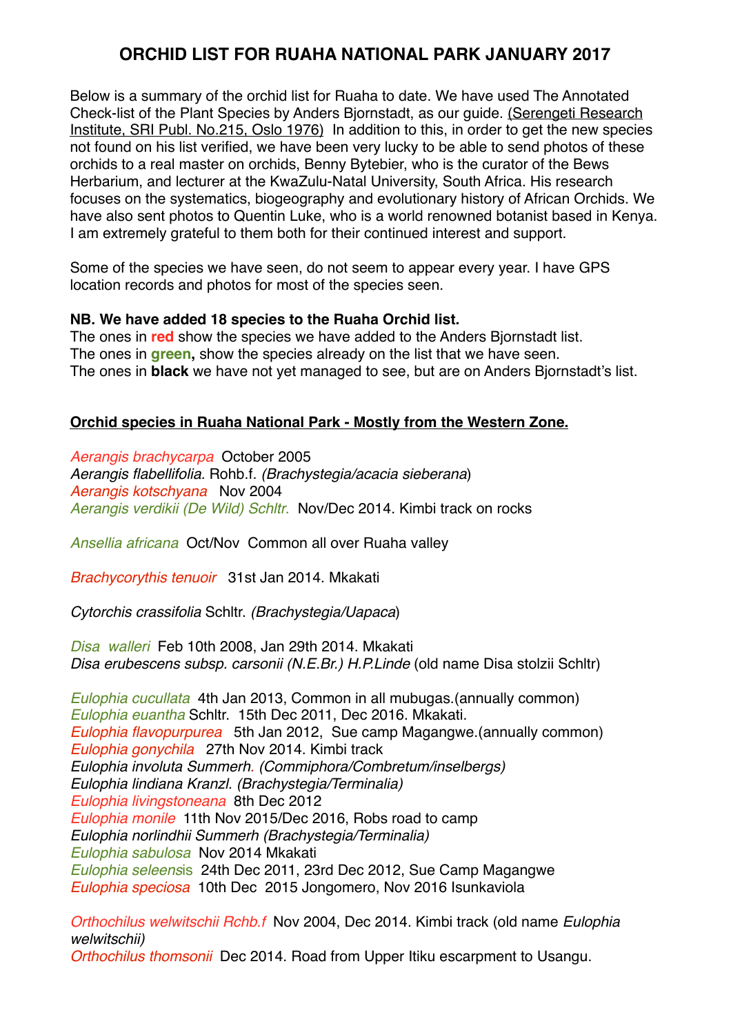# ORCHID LIST FOR RUAHA NATIONAL PARK JANUARY 2017

Below is a summary of the orchid list for Ruaha to date. We have used The Annotated Check-list of the Plant Species by Anders Bjornstadt, as our guide. (Serengeti Research Institute, SRI Publ. No.215, Oslo 1976) In addition to this, in order to get the new species not found on his list verified, we have been very lucky to be able to send photos of these orchids to a real master on orchids, Benny Bytebier, who is the curator of the Bews Herbarium, and lecturer at the KwaZulu-Natal University, South Africa. His research focuses on the systematics, biogeography and evolutionary history of African Orchids. We have also sent photos to Quentin Luke, who is a world renowned botanist based in Kenya. I am extremely grateful to them both for their continued interest and support.

Some of the species we have seen, do not seem to appear every year. I have GPS location records and photos for most of the species seen.

**NB. We have added 18 species to the Ruaha Orchid list.**
The ones in **red** show the species we have added to the Anders Bjornstadt list.
The ones in **green,** show the species already on the list that we have seen.
The ones in **black** we have not yet managed to see, but are on Anders Bjornstadt's list.

## Orchid species in Ruaha National Park - Mostly from the Western Zone.

*Aerangis brachycarpa* October 2005
*Aerangis flabellifolia.* Rohb.f. *(Brachystegia/acacia sieberana)*
*Aerangis kotschyana* Nov 2004
*Aerangis verdikii (De Wild) Schltr.* Nov/Dec 2014. Kimbi track on rocks

*Ansellia africana* Oct/Nov Common all over Ruaha valley

*Brachycorythis tenuoir* 31st Jan 2014. Mkakati

*Cytorchis crassifolia* Schltr. *(Brachystegia/Uapaca)*

*Disa walleri* Feb 10th 2008, Jan 29th 2014. Mkakati
*Disa erubescens subsp. carsonii (N.E.Br.) H.P.Linde* (old name Disa stolzii Schltr)

*Eulophia cucullata* 4th Jan 2013, Common in all mubugas.(annually common)
*Eulophia euantha* Schltr. 15th Dec 2011, Dec 2016. Mkakati.
*Eulophia flavopurpurea* 5th Jan 2012, Sue camp Magangwe.(annually common)
*Eulophia gonychila* 27th Nov 2014. Kimbi track
*Eulophia involuta Summerh. (Commiphora/Combretum/inselbergs)*
*Eulophia lindiana Kranzl. (Brachystegia/Terminalia)*
*Eulophia livingstoneana* 8th Dec 2012
*Eulophia monile* 11th Nov 2015/Dec 2016, Robs road to camp
*Eulophia norlindhii Summerh (Brachystegia/Terminalia)*
*Eulophia sabulosa* Nov 2014 Mkakati
*Eulophia seleensis* 24th Dec 2011, 23rd Dec 2012, Sue Camp Magangwe
*Eulophia speciosa* 10th Dec 2015 Jongomero, Nov 2016 Isunkaviola

*Orthochilus welwitschii Rchb.f* Nov 2004, Dec 2014. Kimbi track (old name *Eulophia welwitschii)*
*Orthochilus thomsonii* Dec 2014. Road from Upper Itiku escarpment to Usangu.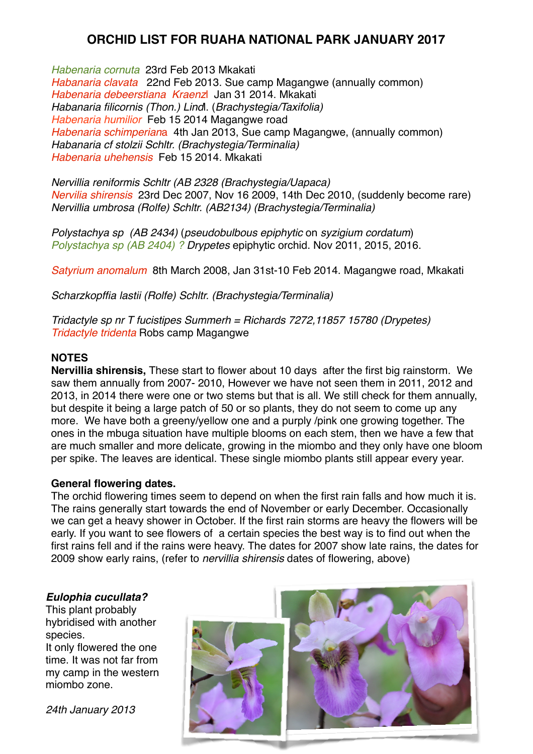# ORCHID LIST FOR RUAHA NATIONAL PARK JANUARY 2017

*Habenaria cornuta* 23rd Feb 2013 Mkakati
*Habanaria clavata* 22nd Feb 2013. Sue camp Magangwe (annually common)
*Habenaria debeerstiana Kraenzl* Jan 31 2014. Mkakati
*Habanaria filicornis (Thon.) Lindl. (Brachystegia/Taxifolia)*
*Habenaria humilior* Feb 15 2014 Magangwe road
*Habenaria schimperiana* 4th Jan 2013, Sue camp Magangwe, (annually common)
*Habanaria cf stolzii Schltr. (Brachystegia/Terminalia)*
*Habenaria uhehensis* Feb 15 2014. Mkakati

*Nervillia reniformis Schltr (AB 2328 (Brachystegia/Uapaca)*
*Nervilia shirensis* 23rd Dec 2007, Nov 16 2009, 14th Dec 2010, (suddenly become rare)
*Nervillia umbrosa (Rolfe) Schltr. (AB2134) (Brachystegia/Terminalia)*

*Polystachya sp (AB 2434)* (*pseudobulbous epiphytic* on *syzigium cordatum*)
*Polystachya sp (AB 2404) ? Drypetes* epiphytic orchid. Nov 2011, 2015, 2016.

*Satyrium anomalum* 8th March 2008, Jan 31st-10 Feb 2014. Magangwe road, Mkakati

*Scharzkopffia lastii (Rolfe) Schltr. (Brachystegia/Terminalia)*

*Tridactyle sp nr T fucistipes Summerh = Richards 7272,11857 15780 (Drypetes)*
*Tridactyle tridenta* Robs camp Magangwe

**NOTES**

**Nervillia shirensis,** These start to flower about 10 days after the first big rainstorm. We saw them annually from 2007- 2010, However we have not seen them in 2011, 2012 and 2013, in 2014 there were one or two stems but that is all. We still check for them annually, but despite it being a large patch of 50 or so plants, they do not seem to come up any more. We have both a greeny/yellow one and a purply /pink one growing together. The ones in the mbuga situation have multiple blooms on each stem, then we have a few that are much smaller and more delicate, growing in the miombo and they only have one bloom per spike. The leaves are identical. These single miombo plants still appear every year.

**General flowering dates.**
The orchid flowering times seem to depend on when the first rain falls and how much it is. The rains generally start towards the end of November or early December. Occasionally we can get a heavy shower in October. If the first rain storms are heavy the flowers will be early. If you want to see flowers of a certain species the best way is to find out when the first rains fell and if the rains were heavy. The dates for 2007 show late rains, the dates for 2009 show early rains, (refer to *nervillia shirensis* dates of flowering, above)

***Eulophia cucullata?***
This plant probably hybridised with another species.
It only flowered the one time. It was not far from my camp in the western miombo zone.

*24th January 2013*